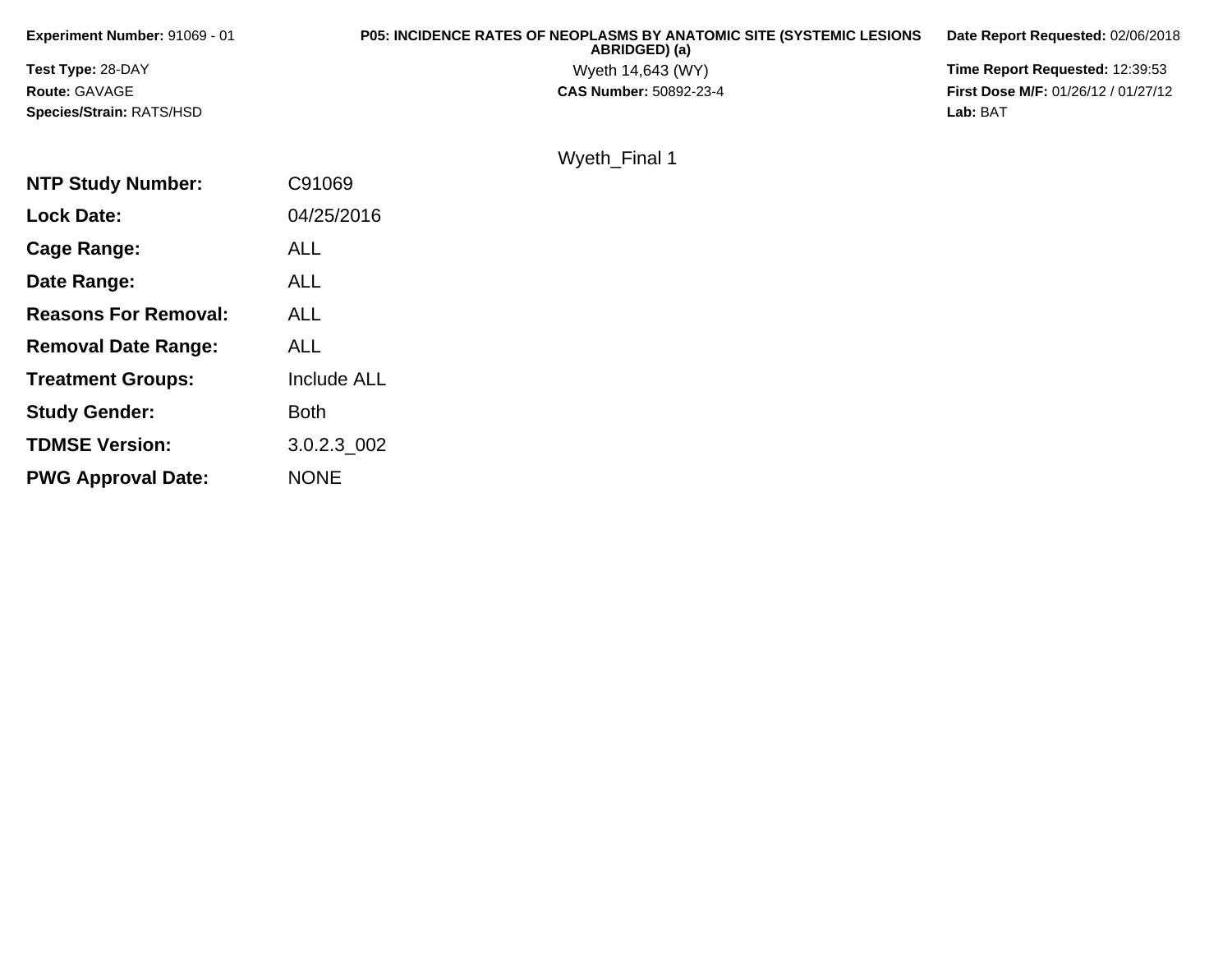**Experiment Number:** 91069 - 01

**Test Type:** 28-DAY

**Route:** GAVAGE

**Species/Strain:** RATS/HSD

**P05: INCIDENCE RATES OF NEOPLASMS BY ANATOMIC SITE (SYSTEMIC LESIONS ABRIDGED) (a)**

Wyeth 14,643 (WY)

**CAS Number:** 50892-23-4

**Date Report Requested:** 02/06/2018

**Time Report Requested:** 12:39:53

**First Dose M/F:** 01/26/12 / 01/27/12

**Lab:** BAT

Wyeth_Final 1

| | |
|---|---|
| **NTP Study Number:** | C91069 |
| **Lock Date:** | 04/25/2016 |
| **Cage Range:** | ALL |
| **Date Range:** | ALL |
| **Reasons For Removal:** | ALL |
| **Removal Date Range:** | ALL |
| **Treatment Groups:** | Include ALL |
| **Study Gender:** | Both |
| **TDMSE Version:** | 3.0.2.3_002 |
| **PWG Approval Date:** | NONE |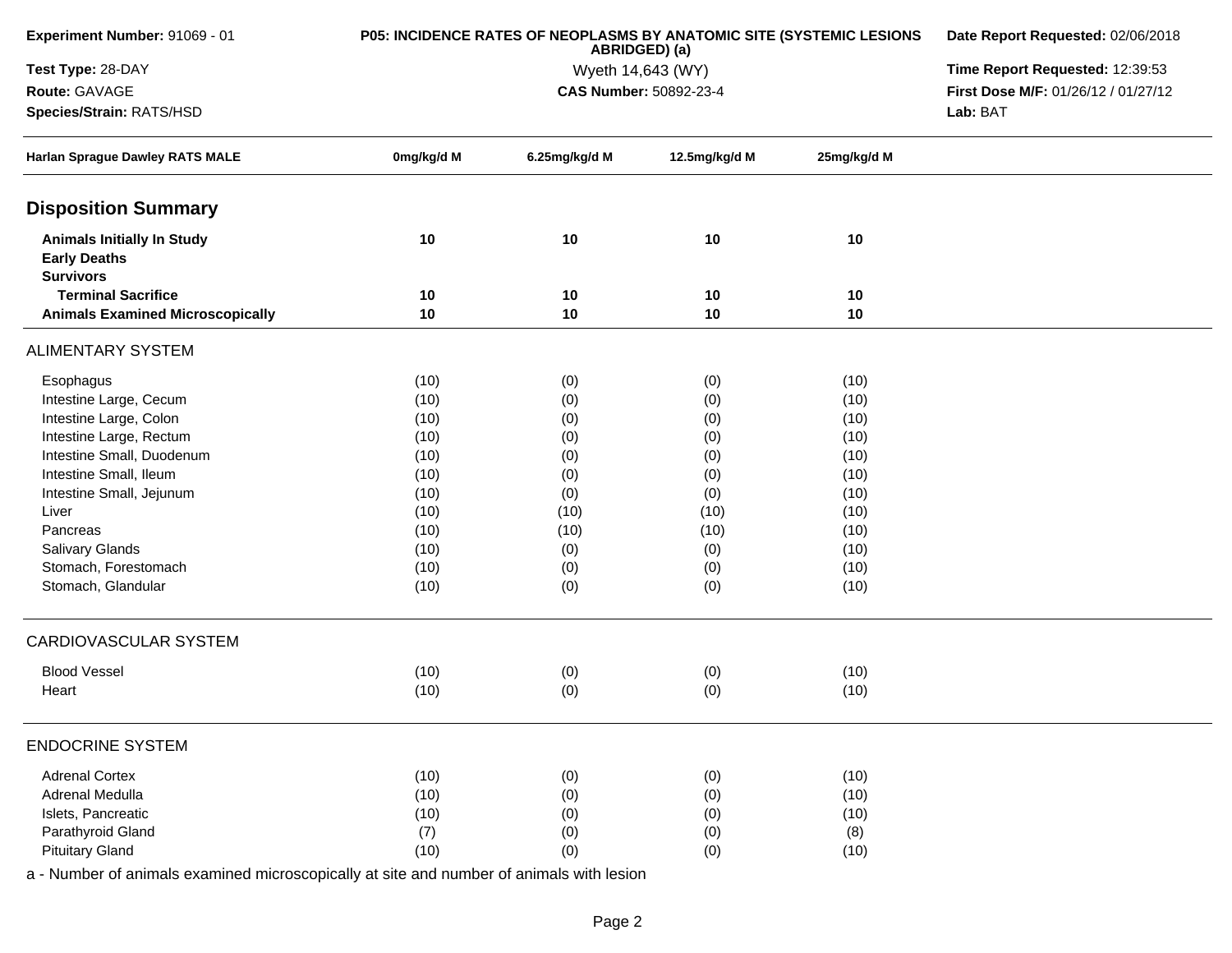**Experiment Number:** 91069 - 01

**Test Type:** 28-DAY

**Route:** GAVAGE

**Species/Strain:** RATS/HSD

**P05: INCIDENCE RATES OF NEOPLASMS BY ANATOMIC SITE (SYSTEMIC LESIONS ABRIDGED) (a)**

Wyeth 14,643 (WY)

**CAS Number:** 50892-23-4

**Date Report Requested:** 02/06/2018

**Time Report Requested:** 12:39:53

**First Dose M/F:** 01/26/12 / 01/27/12

**Lab:** BAT

| Harlan Sprague Dawley RATS MALE | 0mg/kg/d M | 6.25mg/kg/d M | 12.5mg/kg/d M | 25mg/kg/d M |
|---|---|---|---|---|
| **Disposition Summary** | | | | |
| **Animals Initially In Study** | **10** | **10** | **10** | **10** |
| **Early Deaths** | | | | |
| **Survivors** | | | | |
| **Terminal Sacrifice** | **10** | **10** | **10** | **10** |
| **Animals Examined Microscopically** | **10** | **10** | **10** | **10** |
| ALIMENTARY SYSTEM | | | | |
| Esophagus | (10) | (0) | (0) | (10) |
| Intestine Large, Cecum | (10) | (0) | (0) | (10) |
| Intestine Large, Colon | (10) | (0) | (0) | (10) |
| Intestine Large, Rectum | (10) | (0) | (0) | (10) |
| Intestine Small, Duodenum | (10) | (0) | (0) | (10) |
| Intestine Small, Ileum | (10) | (0) | (0) | (10) |
| Intestine Small, Jejunum | (10) | (0) | (0) | (10) |
| Liver | (10) | (10) | (10) | (10) |
| Pancreas | (10) | (10) | (10) | (10) |
| Salivary Glands | (10) | (0) | (0) | (10) |
| Stomach, Forestomach | (10) | (0) | (0) | (10) |
| Stomach, Glandular | (10) | (0) | (0) | (10) |
| CARDIOVASCULAR SYSTEM | | | | |
| Blood Vessel | (10) | (0) | (0) | (10) |
| Heart | (10) | (0) | (0) | (10) |
| ENDOCRINE SYSTEM | | | | |
| Adrenal Cortex | (10) | (0) | (0) | (10) |
| Adrenal Medulla | (10) | (0) | (0) | (10) |
| Islets, Pancreatic | (10) | (0) | (0) | (10) |
| Parathyroid Gland | (7) | (0) | (0) | (8) |
| Pituitary Gland | (10) | (0) | (0) | (10) |

a - Number of animals examined microscopically at site and number of animals with lesion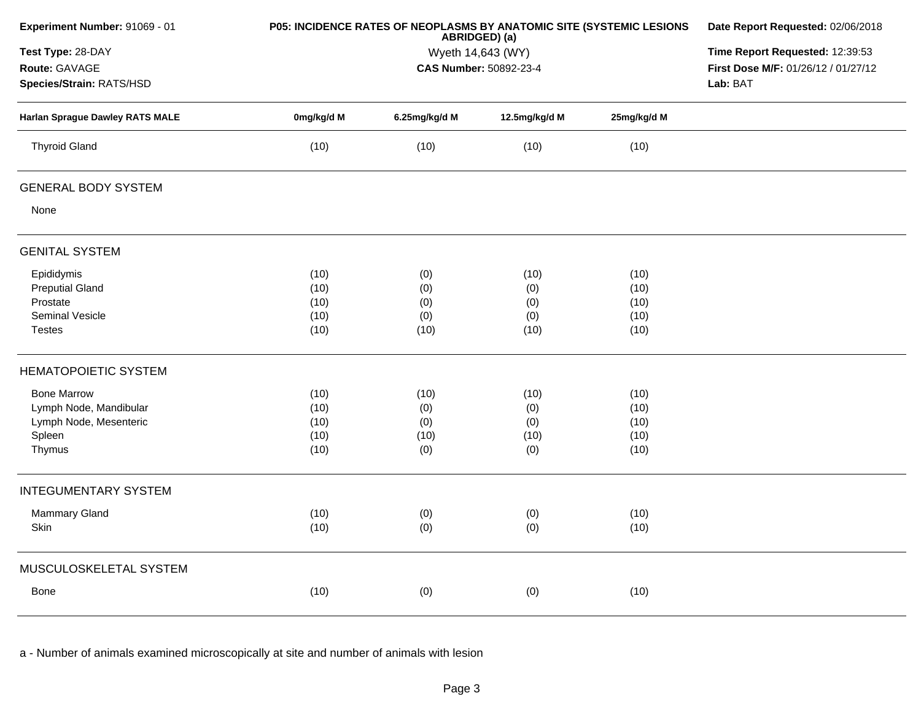**Experiment Number:** 91069 - 01

**Test Type:** 28-DAY

**Route:** GAVAGE

**Species/Strain:** RATS/HSD

**P05: INCIDENCE RATES OF NEOPLASMS BY ANATOMIC SITE (SYSTEMIC LESIONS ABRIDGED) (a)**

Wyeth 14,643 (WY)

**CAS Number:** 50892-23-4

**Date Report Requested:** 02/06/2018

**Time Report Requested:** 12:39:53

**First Dose M/F:** 01/26/12 / 01/27/12

**Lab:** BAT

| Harlan Sprague Dawley RATS MALE | 0mg/kg/d M | 6.25mg/kg/d M | 12.5mg/kg/d M | 25mg/kg/d M |
|---|---|---|---|---|
| Thyroid Gland | (10) | (10) | (10) | (10) |
| **GENERAL BODY SYSTEM** | | | | |
| None | | | | |
| **GENITAL SYSTEM** | | | | |
| Epididymis | (10) | (0) | (10) | (10) |
| Preputial Gland | (10) | (0) | (0) | (10) |
| Prostate | (10) | (0) | (0) | (10) |
| Seminal Vesicle | (10) | (0) | (0) | (10) |
| Testes | (10) | (10) | (10) | (10) |
| **HEMATOPOIETIC SYSTEM** | | | | |
| Bone Marrow | (10) | (10) | (10) | (10) |
| Lymph Node, Mandibular | (10) | (0) | (0) | (10) |
| Lymph Node, Mesenteric | (10) | (0) | (0) | (10) |
| Spleen | (10) | (10) | (10) | (10) |
| Thymus | (10) | (0) | (0) | (10) |
| **INTEGUMENTARY SYSTEM** | | | | |
| Mammary Gland | (10) | (0) | (0) | (10) |
| Skin | (10) | (0) | (0) | (10) |
| **MUSCULOSKELETAL SYSTEM** | | | | |
| Bone | (10) | (0) | (0) | (10) |

a - Number of animals examined microscopically at site and number of animals with lesion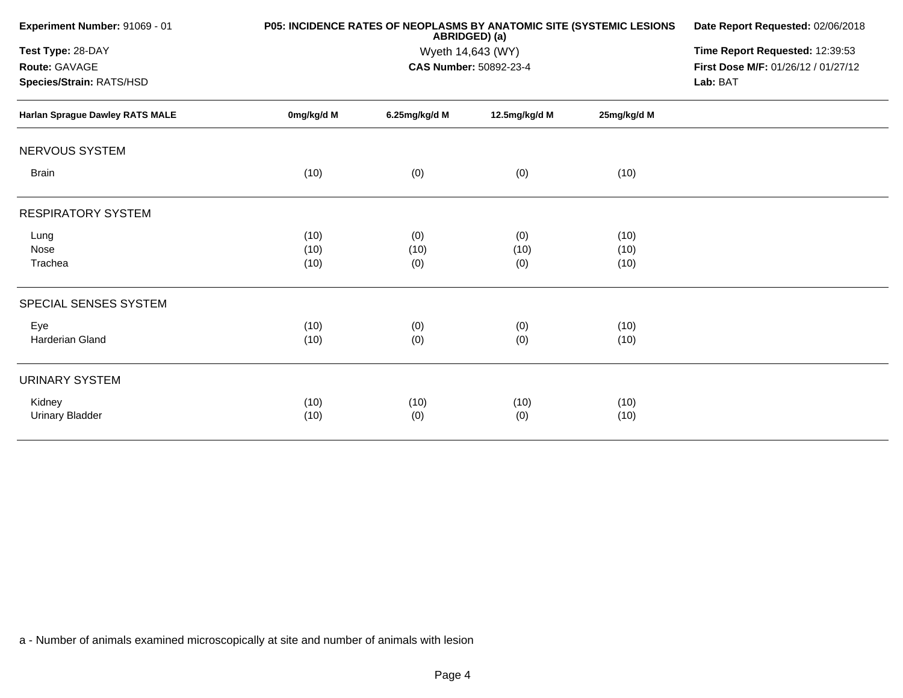**Experiment Number:** 91069 - 01

**Test Type:** 28-DAY

**Route:** GAVAGE

**Species/Strain:** RATS/HSD

**P05: INCIDENCE RATES OF NEOPLASMS BY ANATOMIC SITE (SYSTEMIC LESIONS ABRIDGED) (a)**

Wyeth 14,643 (WY)

**CAS Number:** 50892-23-4

**Date Report Requested:** 02/06/2018

**Time Report Requested:** 12:39:53

**First Dose M/F:** 01/26/12 / 01/27/12

**Lab:** BAT

| Harlan Sprague Dawley RATS MALE | 0mg/kg/d M | 6.25mg/kg/d M | 12.5mg/kg/d M | 25mg/kg/d M |
|---|---|---|---|---|
| **NERVOUS SYSTEM** | | | | |
| Brain | (10) | (0) | (0) | (10) |
| **RESPIRATORY SYSTEM** | | | | |
| Lung | (10) | (0) | (0) | (10) |
| Nose | (10) | (10) | (10) | (10) |
| Trachea | (10) | (0) | (0) | (10) |
| **SPECIAL SENSES SYSTEM** | | | | |
| Eye | (10) | (0) | (0) | (10) |
| Harderian Gland | (10) | (0) | (0) | (10) |
| **URINARY SYSTEM** | | | | |
| Kidney | (10) | (10) | (10) | (10) |
| Urinary Bladder | (10) | (0) | (0) | (10) |

a - Number of animals examined microscopically at site and number of animals with lesion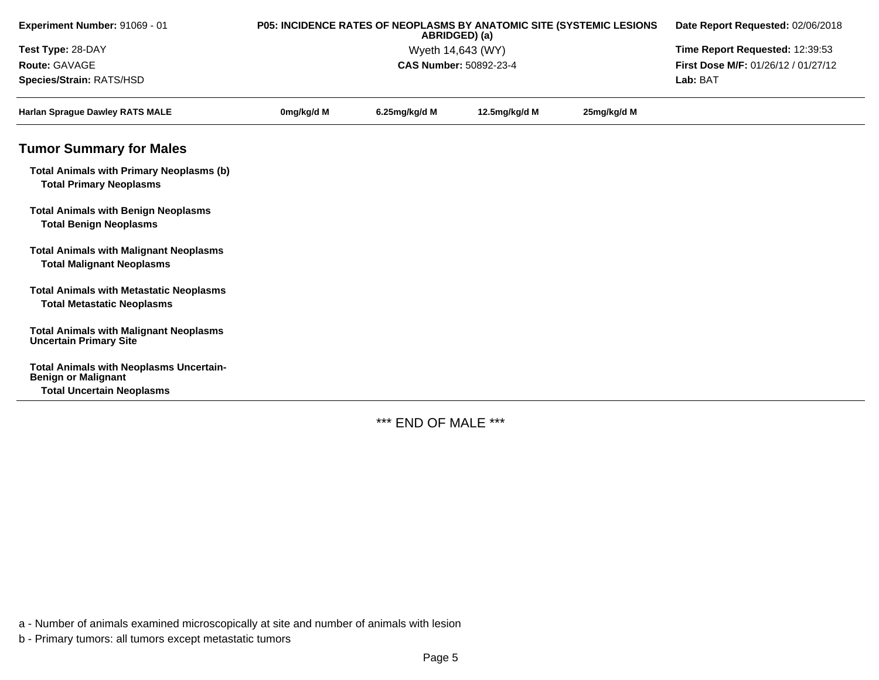**Experiment Number:** 91069 - 01
**Test Type:** 28-DAY
**Route:** GAVAGE
**Species/Strain:** RATS/HSD

**P05: INCIDENCE RATES OF NEOPLASMS BY ANATOMIC SITE (SYSTEMIC LESIONS ABRIDGED) (a)**
Wyeth 14,643 (WY)
**CAS Number:** 50892-23-4

**Date Report Requested:** 02/06/2018
**Time Report Requested:** 12:39:53
**First Dose M/F:** 01/26/12 / 01/27/12
**Lab:** BAT

| Harlan Sprague Dawley RATS MALE | 0mg/kg/d M | 6.25mg/kg/d M | 12.5mg/kg/d M | 25mg/kg/d M |
|---|---|---|---|---|

## Tumor Summary for Males

| | | | | |
|---|---|---|---|---|
| **Total Animals with Primary Neoplasms (b)** | | | | |
| **Total Primary Neoplasms** | | | | |
| **Total Animals with Benign Neoplasms** | | | | |
| **Total Benign Neoplasms** | | | | |
| **Total Animals with Malignant Neoplasms** | | | | |
| **Total Malignant Neoplasms** | | | | |
| **Total Animals with Metastatic Neoplasms** | | | | |
| **Total Metastatic Neoplasms** | | | | |
| **Total Animals with Malignant Neoplasms Uncertain Primary Site** | | | | |
| **Total Animals with Neoplasms Uncertain-Benign or Malignant** | | | | |
| **Total Uncertain Neoplasms** | | | | |

*** END OF MALE ***

a - Number of animals examined microscopically at site and number of animals with lesion

b - Primary tumors: all tumors except metastatic tumors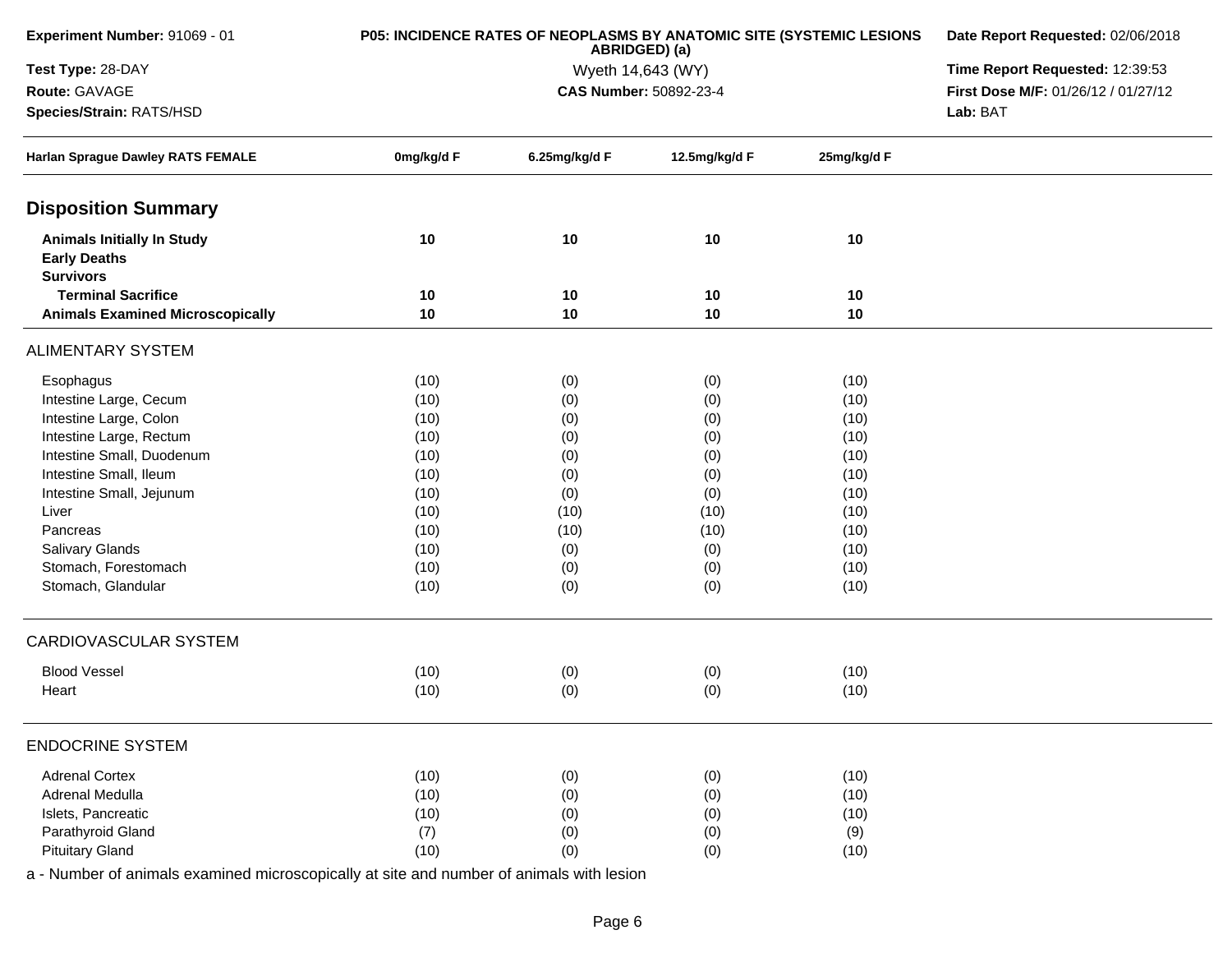| Experiment Number: 91069 - 01 | P05: INCIDENCE RATES OF NEOPLASMS BY ANATOMIC SITE (SYSTEMIC LESIONS ABRIDGED) (a) | Date Report Requested: 02/06/2018 |
|---|---|---|
| Test Type: 28-DAY | Wyeth 14,643 (WY) | Time Report Requested: 12:39:53 |
| Route: GAVAGE | CAS Number: 50892-23-4 | First Dose M/F: 01/26/12 / 01/27/12 |
| Species/Strain: RATS/HSD | | Lab: BAT |

| Harlan Sprague Dawley RATS FEMALE | 0mg/kg/d F | 6.25mg/kg/d F | 12.5mg/kg/d F | 25mg/kg/d F |
|---|---|---|---|---|
| **Disposition Summary** | | | | |
| **Animals Initially In Study** | **10** | **10** | **10** | **10** |
| **Early Deaths** | | | | |
| **Survivors** | | | | |
| **Terminal Sacrifice** | **10** | **10** | **10** | **10** |
| **Animals Examined Microscopically** | **10** | **10** | **10** | **10** |
| ALIMENTARY SYSTEM | | | | |
| Esophagus | (10) | (0) | (0) | (10) |
| Intestine Large, Cecum | (10) | (0) | (0) | (10) |
| Intestine Large, Colon | (10) | (0) | (0) | (10) |
| Intestine Large, Rectum | (10) | (0) | (0) | (10) |
| Intestine Small, Duodenum | (10) | (0) | (0) | (10) |
| Intestine Small, Ileum | (10) | (0) | (0) | (10) |
| Intestine Small, Jejunum | (10) | (0) | (0) | (10) |
| Liver | (10) | (10) | (10) | (10) |
| Pancreas | (10) | (10) | (10) | (10) |
| Salivary Glands | (10) | (0) | (0) | (10) |
| Stomach, Forestomach | (10) | (0) | (0) | (10) |
| Stomach, Glandular | (10) | (0) | (0) | (10) |
| CARDIOVASCULAR SYSTEM | | | | |
| Blood Vessel | (10) | (0) | (0) | (10) |
| Heart | (10) | (0) | (0) | (10) |
| ENDOCRINE SYSTEM | | | | |
| Adrenal Cortex | (10) | (0) | (0) | (10) |
| Adrenal Medulla | (10) | (0) | (0) | (10) |
| Islets, Pancreatic | (10) | (0) | (0) | (10) |
| Parathyroid Gland | (7) | (0) | (0) | (9) |
| Pituitary Gland | (10) | (0) | (0) | (10) |

a - Number of animals examined microscopically at site and number of animals with lesion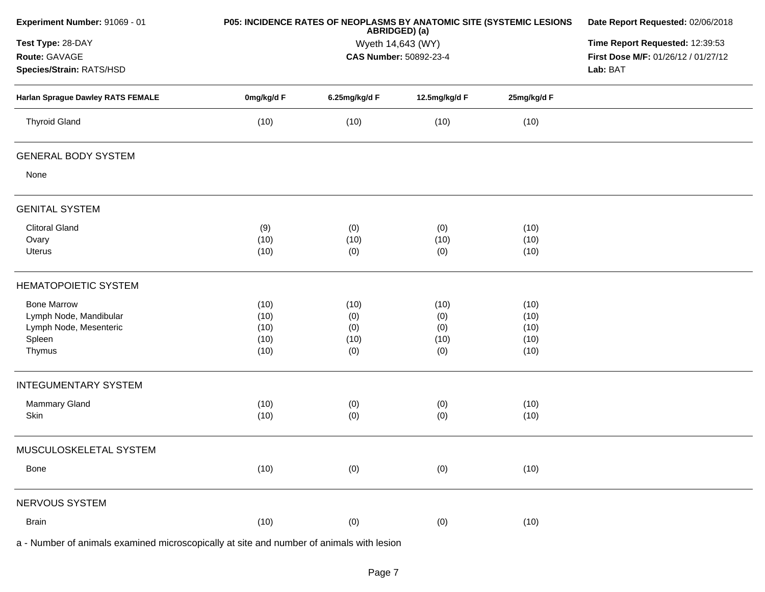**Experiment Number:** 91069 - 01
**Test Type:** 28-DAY
**Route:** GAVAGE
**Species/Strain:** RATS/HSD

**P05: INCIDENCE RATES OF NEOPLASMS BY ANATOMIC SITE (SYSTEMIC LESIONS ABRIDGED) (a)**
Wyeth 14,643 (WY)
**CAS Number:** 50892-23-4

**Date Report Requested:** 02/06/2018
**Time Report Requested:** 12:39:53
**First Dose M/F:** 01/26/12 / 01/27/12
**Lab:** BAT

| Harlan Sprague Dawley RATS FEMALE | 0mg/kg/d F | 6.25mg/kg/d F | 12.5mg/kg/d F | 25mg/kg/d F |
|---|---|---|---|---|
| Thyroid Gland | (10) | (10) | (10) | (10) |
| **GENERAL BODY SYSTEM** | | | | |
| None | | | | |
| **GENITAL SYSTEM** | | | | |
| Clitoral Gland | (9) | (0) | (0) | (10) |
| Ovary | (10) | (10) | (10) | (10) |
| Uterus | (10) | (0) | (0) | (10) |
| **HEMATOPOIETIC SYSTEM** | | | | |
| Bone Marrow | (10) | (10) | (10) | (10) |
| Lymph Node, Mandibular | (10) | (0) | (0) | (10) |
| Lymph Node, Mesenteric | (10) | (0) | (0) | (10) |
| Spleen | (10) | (10) | (10) | (10) |
| Thymus | (10) | (0) | (0) | (10) |
| **INTEGUMENTARY SYSTEM** | | | | |
| Mammary Gland | (10) | (0) | (0) | (10) |
| Skin | (10) | (0) | (0) | (10) |
| **MUSCULOSKELETAL SYSTEM** | | | | |
| Bone | (10) | (0) | (0) | (10) |
| **NERVOUS SYSTEM** | | | | |
| Brain | (10) | (0) | (0) | (10) |

a - Number of animals examined microscopically at site and number of animals with lesion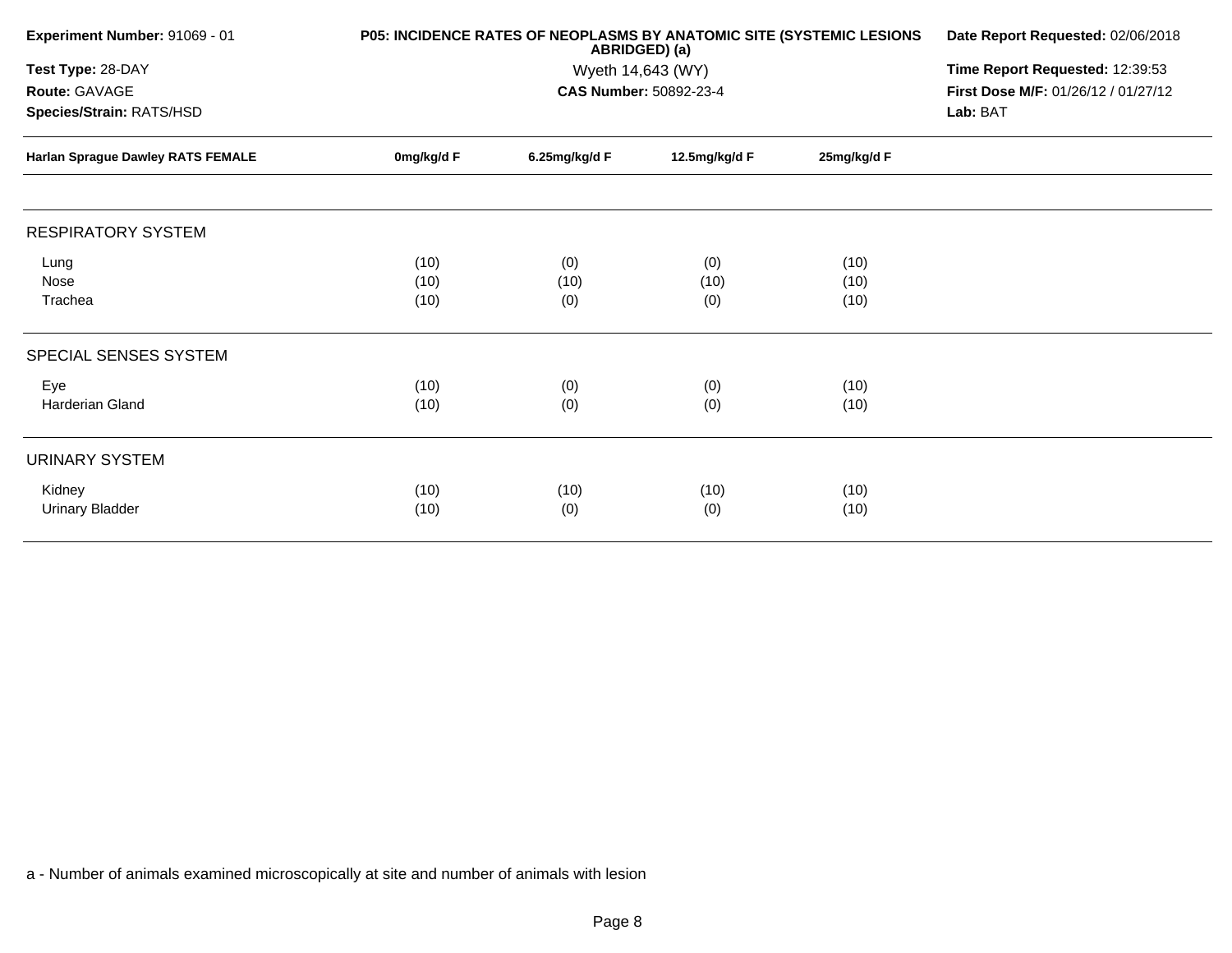**Experiment Number:** 91069 - 01

**Test Type:** 28-DAY

**Route:** GAVAGE

**Species/Strain:** RATS/HSD

**P05: INCIDENCE RATES OF NEOPLASMS BY ANATOMIC SITE (SYSTEMIC LESIONS ABRIDGED) (a)**

Wyeth 14,643 (WY)

**CAS Number:** 50892-23-4

**Date Report Requested:** 02/06/2018

**Time Report Requested:** 12:39:53

**First Dose M/F:** 01/26/12 / 01/27/12

**Lab:** BAT

| Harlan Sprague Dawley RATS FEMALE | 0mg/kg/d F | 6.25mg/kg/d F | 12.5mg/kg/d F | 25mg/kg/d F |
|---|---|---|---|---|
| **RESPIRATORY SYSTEM** | | | | |
| Lung | (10) | (0) | (0) | (10) |
| Nose | (10) | (10) | (10) | (10) |
| Trachea | (10) | (0) | (0) | (10) |
| **SPECIAL SENSES SYSTEM** | | | | |
| Eye | (10) | (0) | (0) | (10) |
| Harderian Gland | (10) | (0) | (0) | (10) |
| **URINARY SYSTEM** | | | | |
| Kidney | (10) | (10) | (10) | (10) |
| Urinary Bladder | (10) | (0) | (0) | (10) |

a - Number of animals examined microscopically at site and number of animals with lesion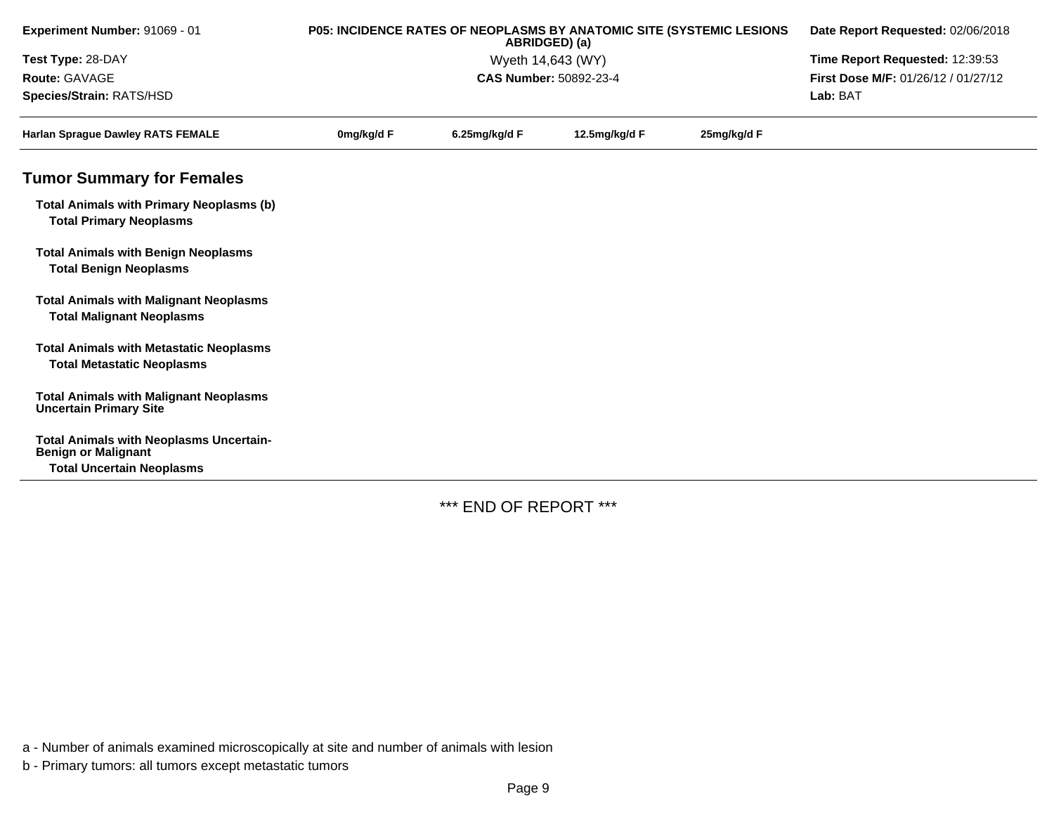| Experiment Number: 91069 - 01 | P05: INCIDENCE RATES OF NEOPLASMS BY ANATOMIC SITE (SYSTEMIC LESIONS ABRIDGED) (a) | Date Report Requested: 02/06/2018 |
|---|---|---|
| Test Type: 28-DAY | Wyeth 14,643 (WY) | Time Report Requested: 12:39:53 |
| Route: GAVAGE | CAS Number: 50892-23-4 | First Dose M/F: 01/26/12 / 01/27/12 |
| Species/Strain: RATS/HSD | | Lab: BAT |

| Harlan Sprague Dawley RATS FEMALE | 0mg/kg/d F | 6.25mg/kg/d F | 12.5mg/kg/d F | 25mg/kg/d F |
|---|---|---|---|---|
| **Tumor Summary for Females** | | | | |
| **Total Animals with Primary Neoplasms (b)** | | | | |
| **Total Primary Neoplasms** | | | | |
| **Total Animals with Benign Neoplasms** | | | | |
| **Total Benign Neoplasms** | | | | |
| **Total Animals with Malignant Neoplasms** | | | | |
| **Total Malignant Neoplasms** | | | | |
| **Total Animals with Metastatic Neoplasms** | | | | |
| **Total Metastatic Neoplasms** | | | | |
| **Total Animals with Malignant Neoplasms Uncertain Primary Site** | | | | |
| **Total Animals with Neoplasms Uncertain-Benign or Malignant** | | | | |
| **Total Uncertain Neoplasms** | | | | |

\*\*\* END OF REPORT \*\*\*

a - Number of animals examined microscopically at site and number of animals with lesion

b - Primary tumors: all tumors except metastatic tumors